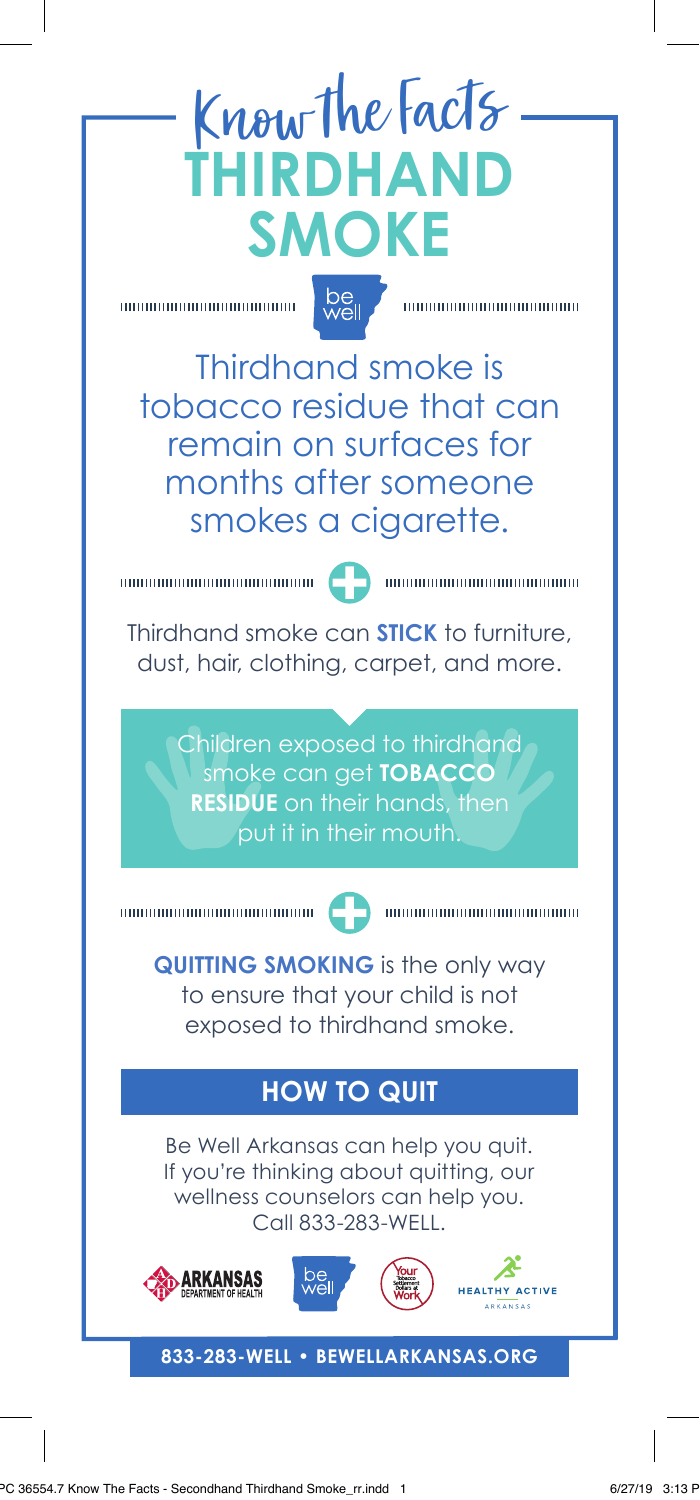# Know the Facts
# THIRDHAND SMOKE

Thirdhand smoke is tobacco residue that can remain on surfaces for months after someone smokes a cigarette.

Thirdhand smoke can **STICK** to furniture, dust, hair, clothing, carpet, and more.

Children exposed to thirdhand smoke can get **TOBACCO RESIDUE** on their hands, then put it in their mouth.

**QUITTING SMOKING** is the only way to ensure that your child is not exposed to thirdhand smoke.

## HOW TO QUIT

Be Well Arkansas can help you quit. If you're thinking about quitting, our wellness counselors can help you. Call 833-283-WELL.

**833-283-WELL • BEWELLARKANSAS.ORG**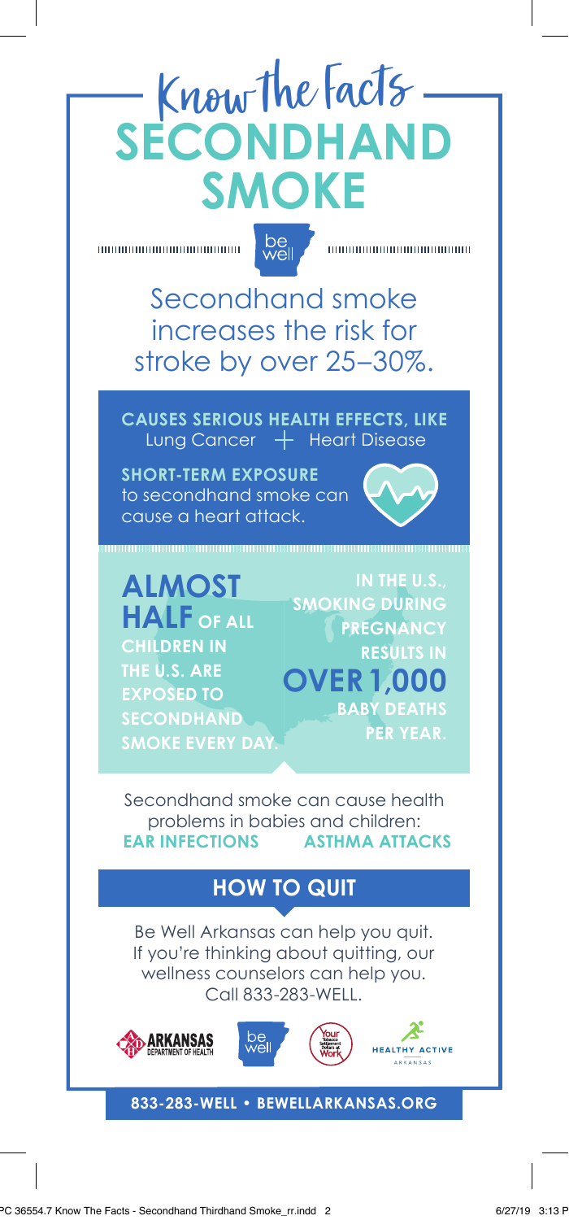# Know the Facts SECONDHAND SMOKE

Secondhand smoke increases the risk for stroke by over 25–30%.

**CAUSES SERIOUS HEALTH EFFECTS, LIKE**
Lung Cancer + Heart Disease

**SHORT-TERM EXPOSURE** to secondhand smoke can cause a heart attack.

**ALMOST HALF OF ALL CHILDREN IN THE U.S. ARE EXPOSED TO SECONDHAND SMOKE EVERY DAY.**

**IN THE U.S., SMOKING DURING PREGNANCY RESULTS IN OVER 1,000 BABY DEATHS PER YEAR.**

Secondhand smoke can cause health problems in babies and children:
**EAR INFECTIONS** **ASTHMA ATTACKS**

## HOW TO QUIT

Be Well Arkansas can help you quit. If you're thinking about quitting, our wellness counselors can help you. Call 833-283-WELL.

**833-283-WELL • BEWELLARKANSAS.ORG**